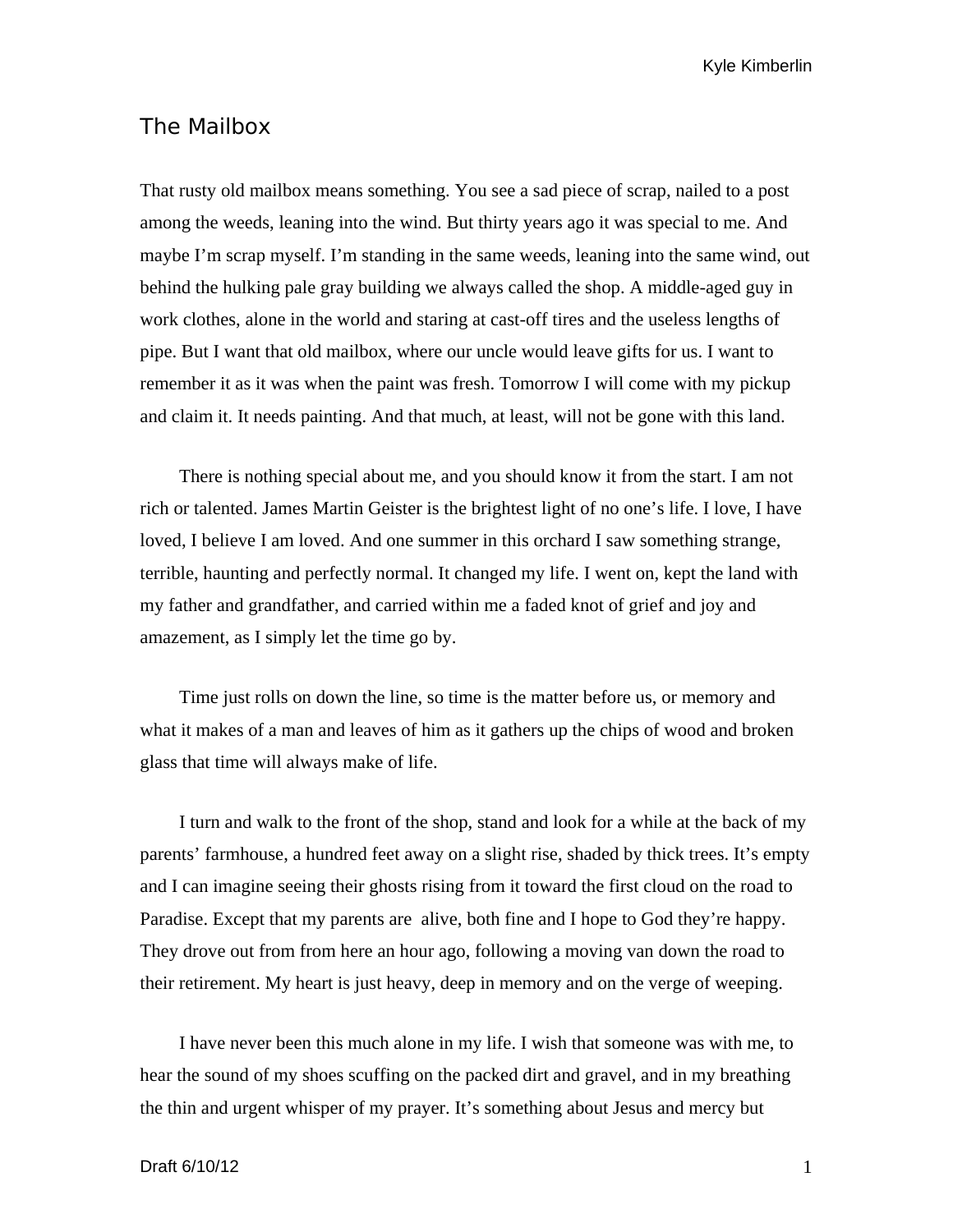# The Mailbox

That rusty old mailbox means something. You see a sad piece of scrap, nailed to a post among the weeds, leaning into the wind. But thirty years ago it was special to me. And maybe I'm scrap myself. I'm standing in the same weeds, leaning into the same wind, out behind the hulking pale gray building we always called the shop. A middle-aged guy in work clothes, alone in the world and staring at cast-off tires and the useless lengths of pipe. But I want that old mailbox, where our uncle would leave gifts for us. I want to remember it as it was when the paint was fresh. Tomorrow I will come with my pickup and claim it. It needs painting. And that much, at least, will not be gone with this land.

There is nothing special about me, and you should know it from the start. I am not rich or talented. James Martin Geister is the brightest light of no one's life. I love, I have loved, I believe I am loved. And one summer in this orchard I saw something strange, terrible, haunting and perfectly normal. It changed my life. I went on, kept the land with my father and grandfather, and carried within me a faded knot of grief and joy and amazement, as I simply let the time go by.

Time just rolls on down the line, so time is the matter before us, or memory and what it makes of a man and leaves of him as it gathers up the chips of wood and broken glass that time will always make of life.

I turn and walk to the front of the shop, stand and look for a while at the back of my parents' farmhouse, a hundred feet away on a slight rise, shaded by thick trees. It's empty and I can imagine seeing their ghosts rising from it toward the first cloud on the road to Paradise. Except that my parents are alive, both fine and I hope to God they're happy. They drove out from from here an hour ago, following a moving van down the road to their retirement. My heart is just heavy, deep in memory and on the verge of weeping.

I have never been this much alone in my life. I wish that someone was with me, to hear the sound of my shoes scuffing on the packed dirt and gravel, and in my breathing the thin and urgent whisper of my prayer. It's something about Jesus and mercy but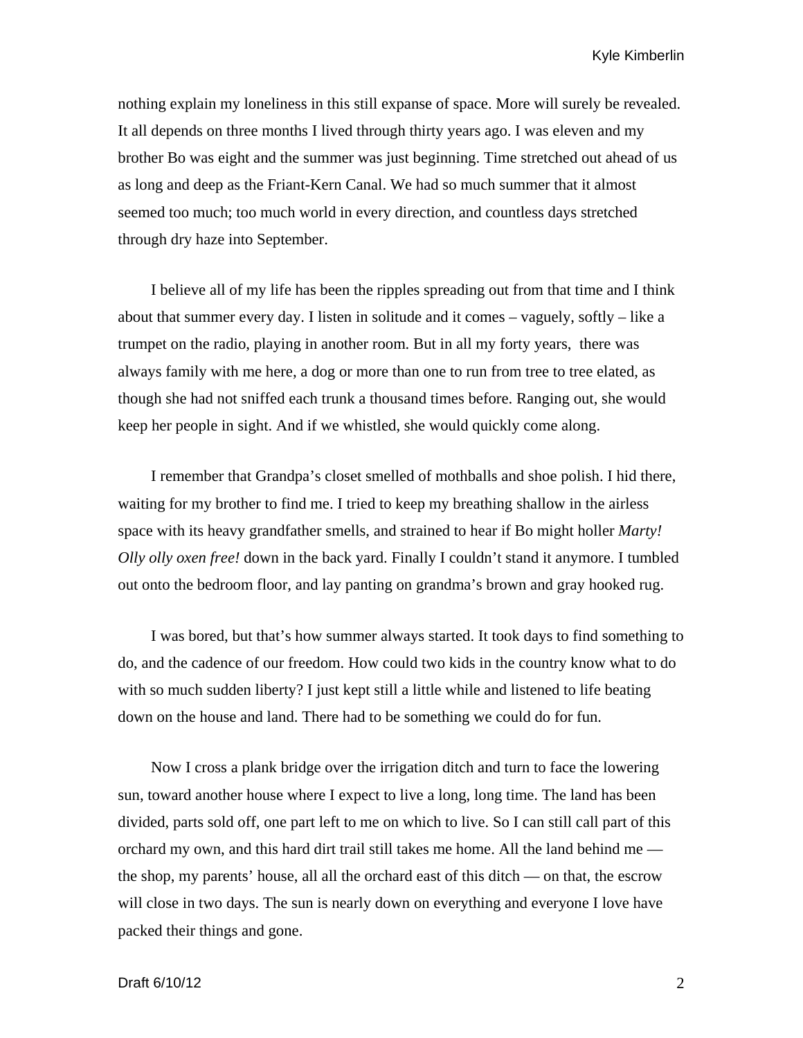nothing explain my loneliness in this still expanse of space. More will surely be revealed. It all depends on three months I lived through thirty years ago. I was eleven and my brother Bo was eight and the summer was just beginning. Time stretched out ahead of us as long and deep as the Friant-Kern Canal. We had so much summer that it almost seemed too much; too much world in every direction, and countless days stretched through dry haze into September.

I believe all of my life has been the ripples spreading out from that time and I think about that summer every day. I listen in solitude and it comes – vaguely, softly – like a trumpet on the radio, playing in another room. But in all my forty years,  there was always family with me here, a dog or more than one to run from tree to tree elated, as though she had not sniffed each trunk a thousand times before. Ranging out, she would keep her people in sight. And if we whistled, she would quickly come along.

I remember that Grandpa's closet smelled of mothballs and shoe polish. I hid there, waiting for my brother to find me. I tried to keep my breathing shallow in the airless space with its heavy grandfather smells, and strained to hear if Bo might holler *Marty! Olly olly oxen free!* down in the back yard. Finally I couldn't stand it anymore. I tumbled out onto the bedroom floor, and lay panting on grandma's brown and gray hooked rug.

I was bored, but that's how summer always started. It took days to find something to do, and the cadence of our freedom. How could two kids in the country know what to do with so much sudden liberty? I just kept still a little while and listened to life beating down on the house and land. There had to be something we could do for fun.

Now I cross a plank bridge over the irrigation ditch and turn to face the lowering sun, toward another house where I expect to live a long, long time. The land has been divided, parts sold off, one part left to me on which to live. So I can still call part of this orchard my own, and this hard dirt trail still takes me home. All the land behind me — the shop, my parents' house, all all the orchard east of this ditch — on that, the escrow will close in two days. The sun is nearly down on everything and everyone I love have packed their things and gone.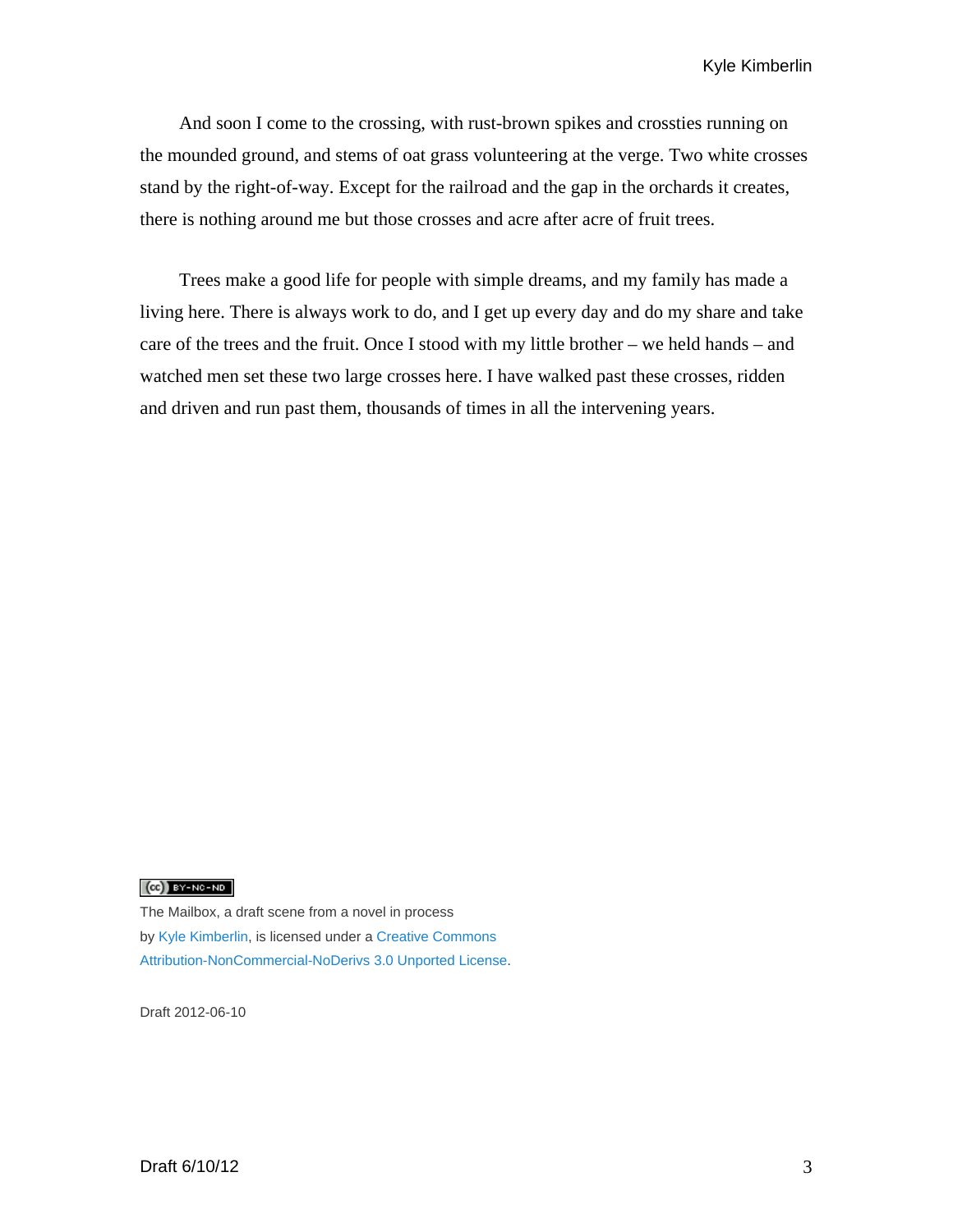And soon I come to the crossing, with rust-brown spikes and crossties running on the mounded ground, and stems of oat grass volunteering at the verge. Two white crosses stand by the right-of-way. Except for the railroad and the gap in the orchards it creates, there is nothing around me but those crosses and acre after acre of fruit trees.

Trees make a good life for people with simple dreams, and my family has made a living here. There is always work to do, and I get up every day and do my share and take care of the trees and the fruit. Once I stood with my little brother – we held hands – and watched men set these two large crosses here. I have walked past these crosses, ridden and driven and run past them, thousands of times in all the intervening years.

(cc) BY-NC-ND

The Mailbox, a draft scene from a novel in process
by Kyle Kimberlin, is licensed under a Creative Commons Attribution-NonCommercial-NoDerivs 3.0 Unported License.

Draft 2012-06-10